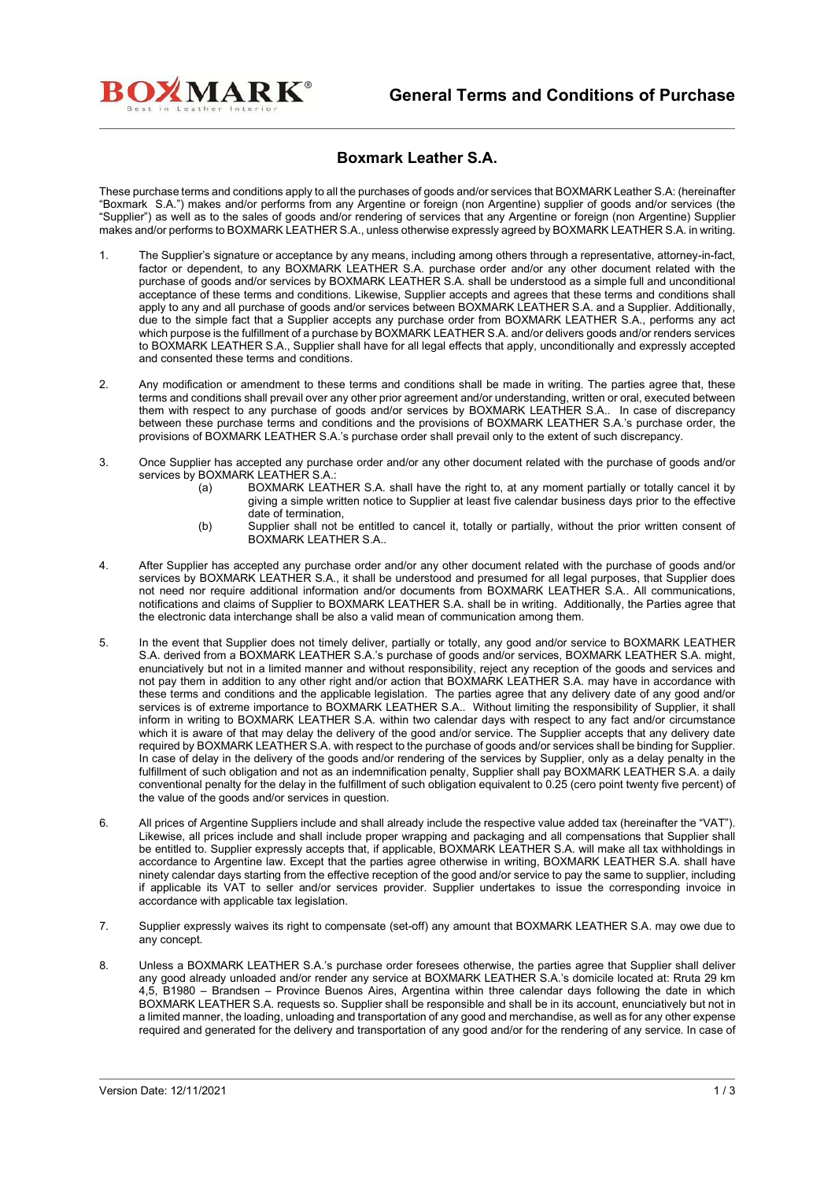# General Terms and Conditions of Purchase

## Boxmark Leather S.A.

These purchase terms and conditions apply to all the purchases of goods and/or services that BOXMARK Leather S.A: (hereinafter "Boxmark S.A.") makes and/or performs from any Argentine or foreign (non Argentine) supplier of goods and/or services (the "Supplier") as well as to the sales of goods and/or rendering of services that any Argentine or foreign (non Argentine) Supplier makes and/or performs to BOXMARK LEATHER S.A., unless otherwise expressly agreed by BOXMARK LEATHER S.A. in writing.

1. The Supplier's signature or acceptance by any means, including among others through a representative, attorney-in-fact, factor or dependent, to any BOXMARK LEATHER S.A. purchase order and/or any other document executed related with the purchase of goods and/or services by BOXMARK LEATHER S.A. shall be understood as a simple full and unconditional acceptance of these terms and conditions. Likewise, Supplier accepts and agrees that these terms and conditions shall apply to any and all purchase of goods and/or services between BOXMARK LEATHER S.A. and a Supplier. Additionally, due to the simple fact that a Supplier accepts any purchase order from BOXMARK LEATHER S.A., performs any act which purpose is the fulfillment of a purchase by BOXMARK LEATHER S.A. and/or delivers goods and/or renders services to BOXMARK LEATHER S.A., Supplier shall have for all legal effects that apply, unconditionally and expressly accepted and consented these terms and conditions.

2. Any modification or amendment to these terms and conditions shall be made in writing. The parties agree that, these terms and conditions shall prevail over any other prior agreement and/or understanding, written or oral, executed between them with respect to any purchase of goods and/or services by BOXMARK LEATHER S.A.. In case of discrepancy between these purchase terms and conditions and the provisions of BOXMARK LEATHER S.A.'s purchase order, the provisions of BOXMARK LEATHER S.A.'s purchase order shall prevail only to the extent of such discrepancy.

3. Once Supplier has accepted any purchase order and/or any other document related with the purchase of goods and/or services by BOXMARK LEATHER S.A.:
   - (a) BOXMARK LEATHER S.A. shall have the right to, at any moment partially or totally cancel it by giving a simple written notice to Supplier at least five calendar business days prior to the effective date of termination,
   - (b) Supplier shall not be entitled to cancel it, totally or partially, without the prior written consent of BOXMARK LEATHER S.A..

4. After Supplier has accepted any purchase order and/or any other document related with the purchase of goods and/or services by BOXMARK LEATHER S.A., it shall be understood and presumed for all legal purposes, that Supplier does not need nor require additional information and/or documents from BOXMARK LEATHER S.A.. All communications, notifications and claims of Supplier to BOXMARK LEATHER S.A. shall be in writing. Additionally, the Parties agree that the electronic data interchange shall be also a valid mean of communication among them.

5. In the event that Supplier does not timely deliver, partially or totally, any good and/or service to BOXMARK LEATHER S.A. derived from a BOXMARK LEATHER S.A.'s purchase of goods and/or services, BOXMARK LEATHER S.A. might, enunciatively but not in a limited manner and without responsibility, reject any reception of the goods and services and not pay them in addition to any other right and/or action that BOXMARK LEATHER S.A. may have in accordance with these terms and conditions and the applicable legislation. The parties agree that any delivery date of any good and/or services is of extreme importance to BOXMARK LEATHER S.A.. Without limiting the responsibility of Supplier, it shall inform in writing to BOXMARK LEATHER S.A. within two calendar days with respect to any fact and/or circumstance which it is aware of that may delay the delivery of the good and/or service. The Supplier accepts that any delivery date required by BOXMARK LEATHER S.A. with respect to the purchase of goods and/or services shall be binding for Supplier. In case of delay in the delivery of the goods and/or rendering of the services by Supplier, only as a delay penalty in the fulfillment of such obligation and not as an indemnification penalty, Supplier shall pay BOXMARK LEATHER S.A. a daily conventional penalty for the delay in the fulfillment of such obligation equivalent to 0.25 (cero point twenty five percent) of the value of the goods and/or services in question.

6. All prices of Argentine Suppliers include and shall already include the respective value added tax (hereinafter the "VAT"). Likewise, all prices include and shall include proper wrapping and packaging and all compensations that Supplier shall be entitled to. Supplier expressly accepts that, if applicable, BOXMARK LEATHER S.A. will make all tax withholdings in accordance to Argentine law. Except that the parties agree otherwise in writing, BOXMARK LEATHER S.A. shall have ninety calendar days starting from the effective reception of the good and/or service to pay the same to supplier, including if applicable its VAT to seller and/or services provider. Supplier undertakes to issue the corresponding invoice in accordance with applicable tax legislation.

7. Supplier expressly waives its right to compensate (set-off) any amount that BOXMARK LEATHER S.A. may owe due to any concept.

8. Unless a BOXMARK LEATHER S.A.'s purchase order foresees otherwise, the parties agree that Supplier shall deliver any good already unloaded and/or render any service at BOXMARK LEATHER S.A.'s domicile located at: Rruta 29 km 4,5, B1980 – Brandsen – Province Buenos Aires, Argentina within three calendar days following the date in which BOXMARK LEATHER S.A. requests so. Supplier shall be responsible and shall be in its account, enunciatively but not in a limited manner, the loading, unloading and transportation of any good and merchandise, as well as for any other expense required and generated for the delivery and transportation of any good and/or for the rendering of any service. In case of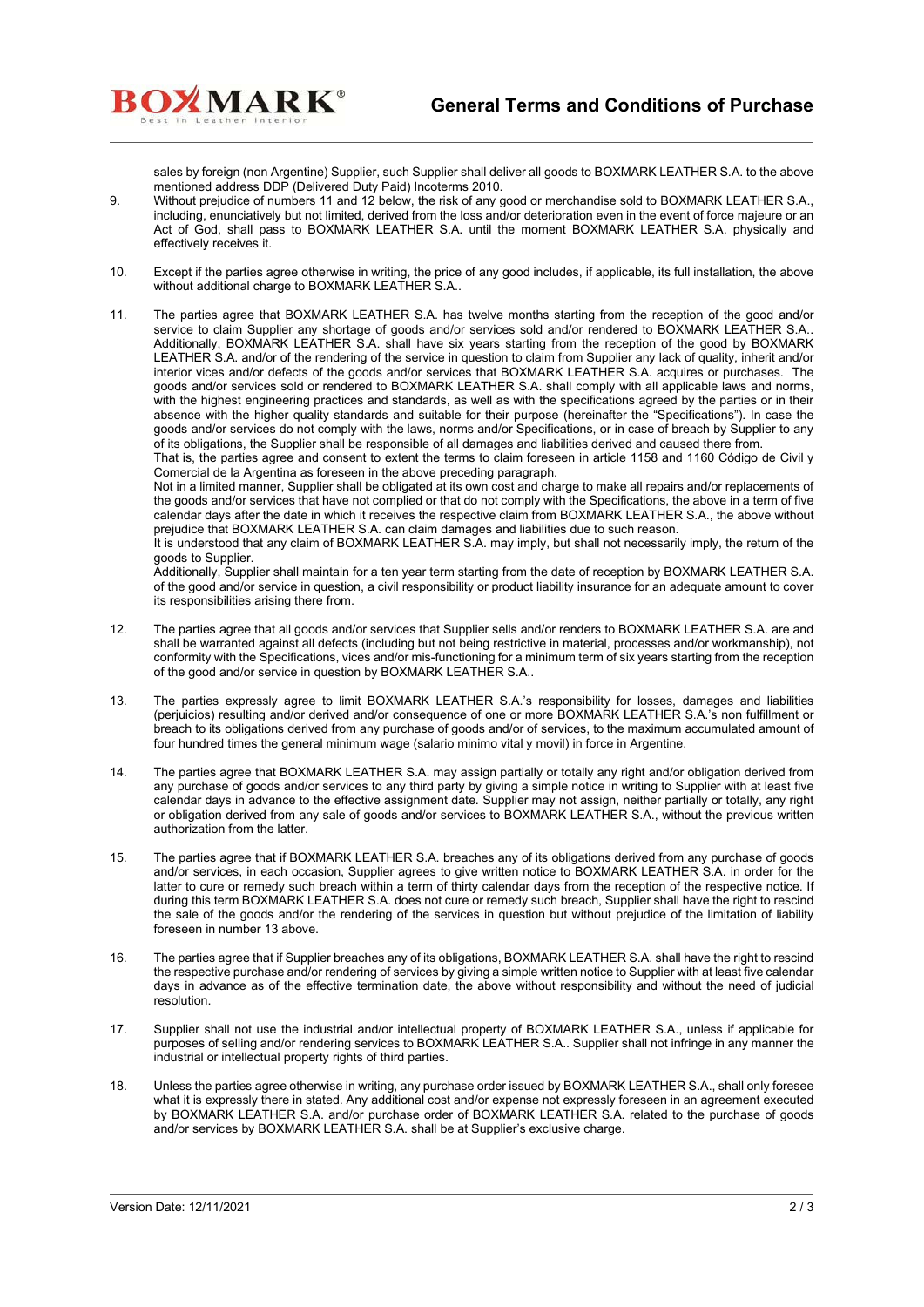sales by foreign (non Argentine) Supplier, such Supplier shall deliver all goods to BOXMARK LEATHER S.A. to the above mentioned address DDP (Delivered Duty Paid) Incoterms 2010.

9. Without prejudice of numbers 11 and 12 below, the risk of any good or merchandise sold to BOXMARK LEATHER S.A., including, enunciatively but not limited, derived from the loss and/or deterioration even in the event of force majeure or an Act of God, shall pass to BOXMARK LEATHER S.A. until the moment BOXMARK LEATHER S.A. physically and effectively receives it.

10. Except if the parties agree otherwise in writing, the price of any good includes, if applicable, its full installation, the above without additional charge to BOXMARK LEATHER S.A..

11. The parties agree that BOXMARK LEATHER S.A. has twelve months starting from the reception of the good and/or service to claim Supplier any shortage of goods and/or services sold and/or rendered to BOXMARK LEATHER S.A.. Additionally, BOXMARK LEATHER S.A. shall have six years starting from the reception of the good by BOXMARK LEATHER S.A. and/or of the rendering of the service in question to claim from Supplier any lack of quality, inherit and/or interior vices and/or defects of the goods and/or services that BOXMARK LEATHER S.A. acquires or purchases. The goods and/or services sold or rendered to BOXMARK LEATHER S.A. shall comply with all applicable laws and norms, with the highest engineering practices and standards, as well as with the specifications agreed by the parties or in their absence with the higher quality standards and suitable for their purpose (hereinafter the "Specifications"). In case the goods and/or services do not comply with the laws, norms and/or Specifications, or in case of breach by Supplier to any of its obligations, the Supplier shall be responsible of all damages and liabilities derived and caused there from.
That is, the parties agree and consent to extent the terms to claim foreseen in article 1158 and 1160 Código de Civil y Comercial de la Argentina as foreseen in the above preceding paragraph.
Not in a limited manner, Supplier shall be obligated at its own cost and charge to make all repairs and/or replacements of the goods and/or services that have not complied or that do not comply with the Specifications, the above in a term of five calendar days after the date in which it receives the respective claim from BOXMARK LEATHER S.A., the above without prejudice that BOXMARK LEATHER S.A. can claim damages and liabilities due to such reason.
It is understood that any claim of BOXMARK LEATHER S.A. may imply, but shall not necessarily imply, the return of the goods to Supplier.
Additionally, Supplier shall maintain for a ten year term starting from the date of reception by BOXMARK LEATHER S.A. of the good and/or service in question, a civil responsibility or product liability insurance for an adequate amount to cover its responsibilities arising there from.

12. The parties agree that all goods and/or services that Supplier sells and/or renders to BOXMARK LEATHER S.A. are and shall be warranted against all defects (including but not being restrictive in material, processes and/or workmanship), not conformity with the Specifications, vices and/or mis-functioning for a minimum term of six years starting from the reception of the good and/or service in question by BOXMARK LEATHER S.A..

13. The parties expressly agree to limit BOXMARK LEATHER S.A.'s responsibility for losses, damages and liabilities (perjuicios) resulting and/or derived and/or consequence of one or more BOXMARK LEATHER S.A.'s non fulfillment or breach to its obligations derived from any purchase of goods and/or of services, to the maximum accumulated amount of four hundred times the general minimum wage (salario minimo vital y movil) in force in Argentine.

14. The parties agree that BOXMARK LEATHER S.A. may assign partially or totally any right and/or obligation derived from any purchase of goods and/or services to any third party by giving a simple notice in writing to Supplier with at least five calendar days in advance to the effective assignment date. Supplier may not assign, neither partially or totally, any right or obligation derived from any sale of goods and/or services to BOXMARK LEATHER S.A., without the previous written authorization from the latter.

15. The parties agree that if BOXMARK LEATHER S.A. breaches any of its obligations derived from any purchase of goods and/or services, in each occasion, Supplier agrees to give written notice to BOXMARK LEATHER S.A. in order for the latter to cure or remedy such breach within a term of thirty calendar days from the reception of the respective notice. If during this term BOXMARK LEATHER S.A. does not cure or remedy such breach, Supplier shall have the right to rescind the sale of the goods and/or the rendering of the services in question but without prejudice of the limitation of liability foreseen in number 13 above.

16. The parties agree that if Supplier breaches any of its obligations, BOXMARK LEATHER S.A. shall have the right to rescind the respective purchase and/or rendering of services by giving a simple written notice to Supplier with at least five calendar days in advance as of the effective termination date, the above without responsibility and without the need of judicial resolution.

17. Supplier shall not use the industrial and/or intellectual property of BOXMARK LEATHER S.A., unless if applicable for purposes of selling and/or rendering services to BOXMARK LEATHER S.A.. Supplier shall not infringe in any manner the industrial or intellectual property rights of third parties.

18. Unless the parties agree otherwise in writing, any purchase order issued by BOXMARK LEATHER S.A., shall only foresee what it is expressly there in stated. Any additional cost and/or expense not expressly foreseen in an agreement executed by BOXMARK LEATHER S.A. and/or purchase order of BOXMARK LEATHER S.A. related to the purchase of goods and/or services by BOXMARK LEATHER S.A. shall be at Supplier's exclusive charge.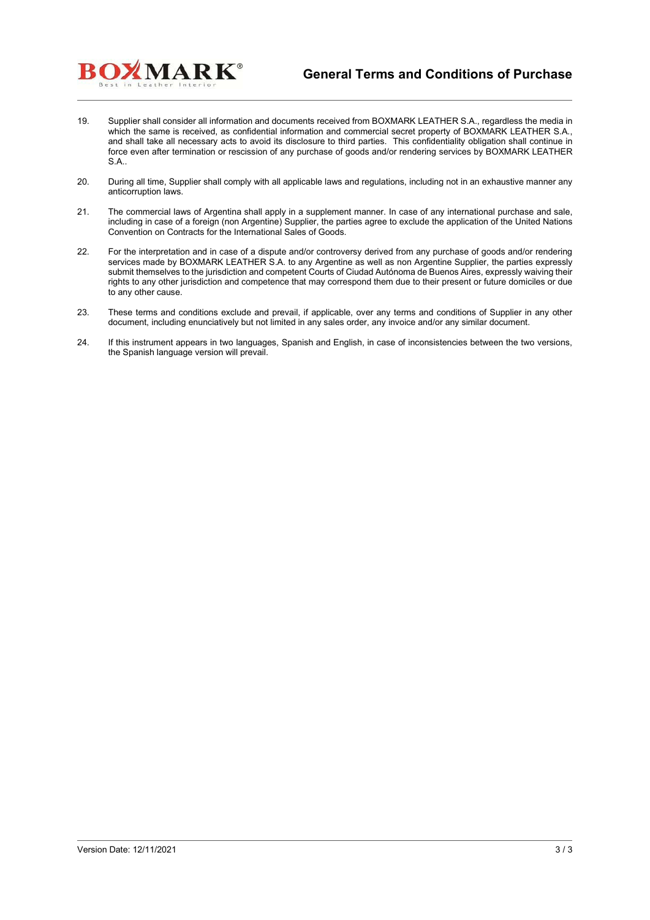19. Supplier shall consider all information and documents received from BOXMARK LEATHER S.A., regardless the media in which the same is received, as confidential information and commercial secret property of BOXMARK LEATHER S.A., and shall take all necessary acts to avoid its disclosure to third parties. This confidentiality obligation shall continue in force even after termination or rescission of any purchase of goods and/or rendering services by BOXMARK LEATHER S.A..

20. During all time, Supplier shall comply with all applicable laws and regulations, including not in an exhaustive manner any anticorruption laws.

21. The commercial laws of Argentina shall apply in a supplement manner. In case of any international purchase and sale, including in case of a foreign (non Argentine) Supplier, the parties agree to exclude the application of the United Nations Convention on Contracts for the International Sales of Goods.

22. For the interpretation and in case of a dispute and/or controversy derived from any purchase of goods and/or rendering services made by BOXMARK LEATHER S.A. to any Argentine as well as non Argentine Supplier, the parties expressly submit themselves to the jurisdiction and competent Courts of Ciudad Autónoma de Buenos Aires, expressly waiving their rights to any other jurisdiction and competence that may correspond them due to their present or future domiciles or due to any other cause.

23. These terms and conditions exclude and prevail, if applicable, over any terms and conditions of Supplier in any other document, including enunciatively but not limited in any sales order, any invoice and/or any similar document.

24. If this instrument appears in two languages, Spanish and English, in case of inconsistencies between the two versions, the Spanish language version will prevail.